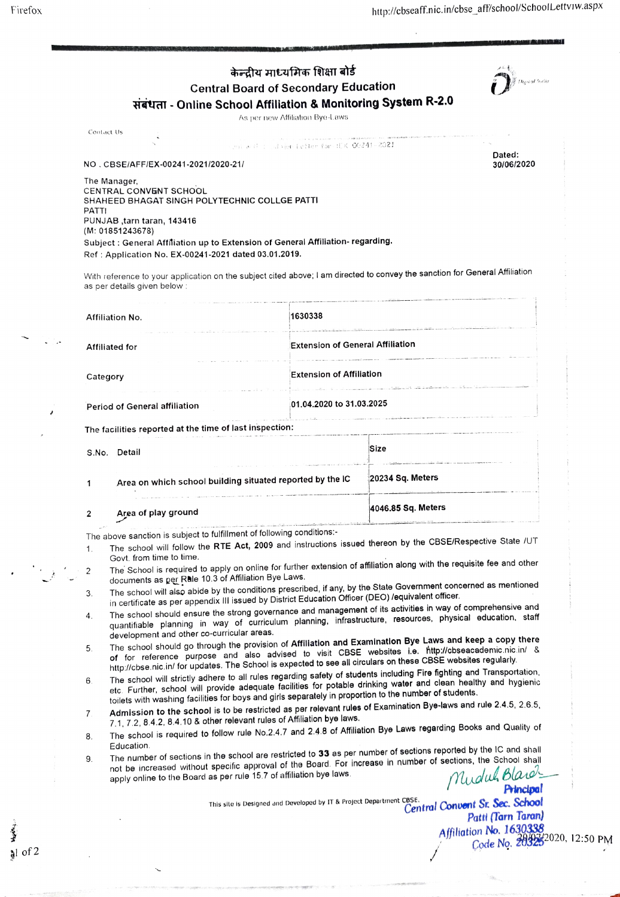# केन्द्रीय माध्यमिक शिक्षा बोर्ड

## Central Board of Secondary Education

## संबंधता - Online School Affiliation & Monitoring System R-2.0

As per new Affiliation Bye-Laws

Contact Us

NO . CBSE/AFF/EX-00241-2021/2020-21/

Dated: 30/06/2020

The Manager,
CENTRAL CONVENT SCHOOL
SHAHEED BHAGAT SINGH POLYTECHNIC COLLGE PATTI
PATTI
PUNJAB ,tarn taran, 143416
(M: 01851243678)

**Subject : General Affiliation up to Extension of General Affiliation- regarding.**

Ref : Application No. EX-00241-2021 dated 03.01.2019.

With reference to your application on the subject cited above; I am directed to convey the sanction for General Affiliation as per details given below :

| | |
|---|---|
| Affiliation No. | 1630338 |
| Affiliated for | Extension of General Affiliation |
| Category | Extension of Affiliation |
| Period of General affiliation | 01.04.2020 to 31.03.2025 |

The facilities reported at the time of last inspection:

| S.No. | Detail | Size |
|---|---|---|
| 1 | Area on which school building situated reported by the IC | 20234 Sq. Meters |
| 2 | Area of play ground | 4046.85 Sq. Meters |

The above sanction is subject to fulfillment of following conditions:-

1. The school will follow the **RTE Act, 2009** and instructions issued thereon by the CBSE/Respective State /UT Govt. from time to time.
2. The School is required to apply on online for further extension of affiliation along with the requisite fee and other documents as per Rule 10.3 of Affiliation Bye Laws.
3. The school will also abide by the conditions prescribed, if any, by the State Government concerned as mentioned in certificate as per appendix III issued by District Education Officer (DEO) /equivalent officer.
4. The school should ensure the strong governance and management of its activities in way of comprehensive and quantifiable planning in way of curriculum planning, infrastructure, resources, physical education, staff development and other co-curricular areas.
5. The school should go through the provision of **Affiliation and Examination Bye Laws** and keep a copy there **of** for reference purpose and also advised to visit CBSE websites i.e. http://cbseacademic.nic.in/ & http://cbse.nic.in/ for updates. The School is expected to see all circulars on these CBSE websites regularly.
6. The school will strictly adhere to all rules regarding safety of students including Fire fighting and Transportation, etc. Further, school will provide adequate facilities for potable drinking water and clean healthy and hygienic toilets with washing facilities for boys and girls separately in proportion to the number of students.
7. **Admission to the school** is to be restricted as per relevant rules of Examination Bye-laws and rule 2.4.5, 2.6.5, 7.1, 7.2, 8.4.2, 8.4.10 & other relevant rules of Affiliation bye laws.
8. The school is required to follow rule No.2.4.7 and 2.4.8 of Affiliation Bye Laws regarding Books and Quality of Education.
9. The number of sections in the school are restricted to **33** as per number of sections reported by the IC and shall not be increased without specific approval of the Board. For increase in number of sections, the School shall apply online to the Board as per rule 15.7 of affiliation bye laws.

This site is Designed and Developed by IT & Project Department CBSE.

Mridul Blare
Principal
Central Convent Sr. Sec. School
Patti (Tarn Taran)
Affiliation No. 1630338
Code No. 20325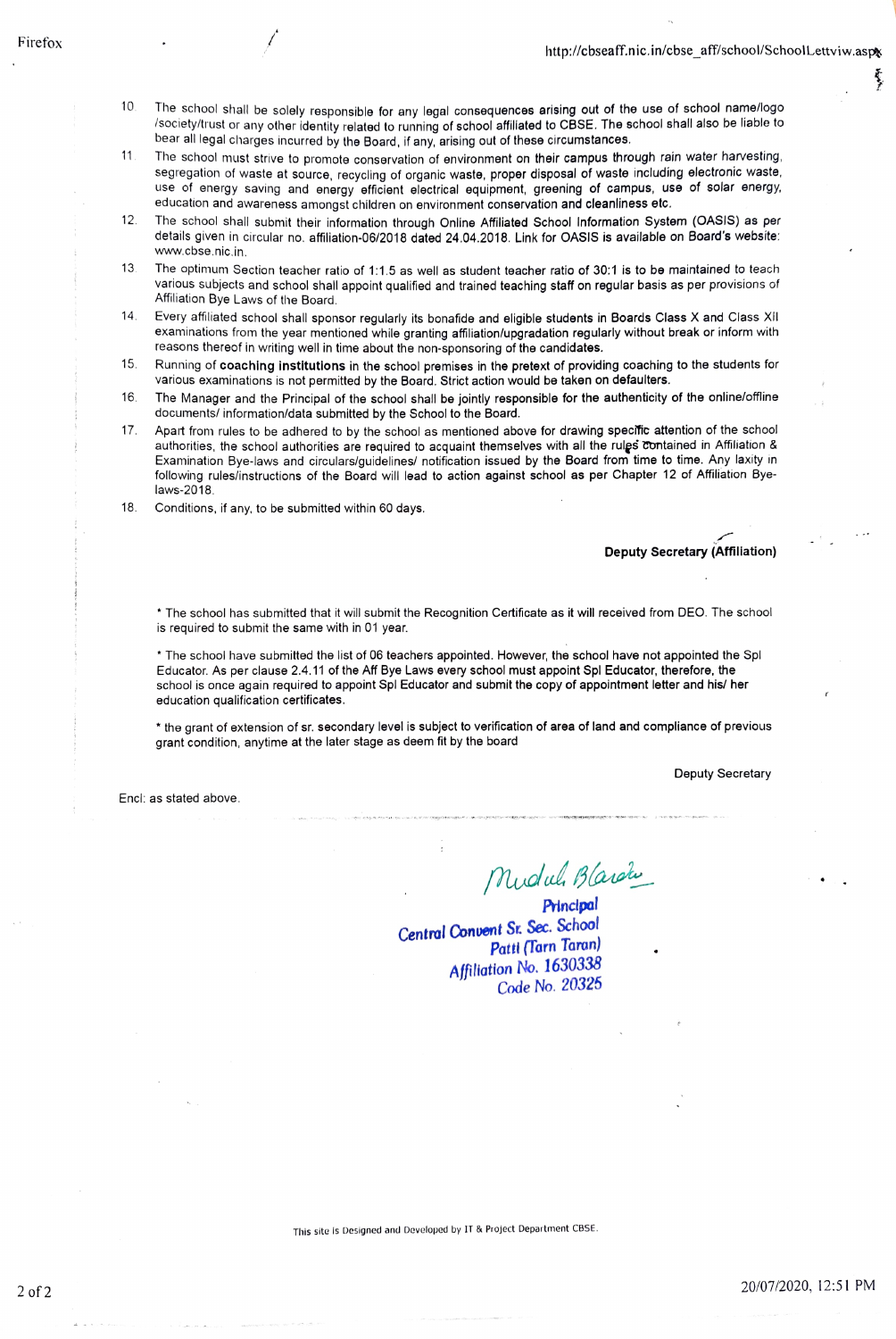10. The school shall be solely responsible for any legal consequences arising out of the use of school name/logo /society/trust or any other identity related to running of school affiliated to CBSE. The school shall also be liable to bear all legal charges incurred by the Board, if any, arising out of these circumstances.
11. The school must strive to promote conservation of environment on their campus through rain water harvesting, segregation of waste at source, recycling of organic waste, proper disposal of waste including electronic waste, use of energy saving and energy efficient electrical equipment, greening of campus, use of solar energy, education and awareness amongst children on environment conservation and cleanliness etc.
12. The school shall submit their information through Online Affiliated School Information System (OASIS) as per details given in circular no. affiliation-06/2018 dated 24.04.2018. Link for OASIS is available on Board's website: www.cbse.nic.in.
13. The optimum Section teacher ratio of 1:1.5 as well as student teacher ratio of 30:1 is to be maintained to teach various subjects and school shall appoint qualified and trained teaching staff on regular basis as per provisions of Affiliation Bye Laws of the Board.
14. Every affiliated school shall sponsor regularly its bonafide and eligible students in Boards Class X and Class XII examinations from the year mentioned while granting affiliation/upgradation regularly without break or inform with reasons thereof in writing well in time about the non-sponsoring of the candidates.
15. Running of **coaching institutions** in the school premises in the pretext of providing coaching to the students for various examinations is not permitted by the Board. Strict action would be taken on defaulters.
16. The Manager and the Principal of the school shall be jointly responsible for the authenticity of the online/offline documents/ information/data submitted by the School to the Board.
17. Apart from rules to be adhered to by the school as mentioned above for drawing specific attention of the school authorities, the school authorities are required to acquaint themselves with all the rules contained in Affiliation & Examination Bye-laws and circulars/guidelines/ notification issued by the Board from time to time. Any laxity in following rules/instructions of the Board will lead to action against school as per Chapter 12 of Affiliation Bye-laws-2018.
18. Conditions, if any, to be submitted within 60 days.

**Deputy Secretary (Affiliation)**

* The school has submitted that it will submit the Recognition Certificate as it will received from DEO. The school is required to submit the same with in 01 year.

* The school have submitted the list of 06 teachers appointed. However, the school have not appointed the Spl Educator. As per clause 2.4.11 of the Aff Bye Laws every school must appoint Spl Educator, therefore, the school is once again required to appoint Spl Educator and submit the copy of appointment letter and his/ her education qualification certificates.

* the grant of extension of sr. secondary level is subject to verification of area of land and compliance of previous grant condition, anytime at the later stage as deem fit by the board

Deputy Secretary

Encl: as stated above.

Mridul Bhardw

**Principal**
**Central Convent Sr. Sec. School**
**Patti (Tarn Taran)**
**Affiliation No. 1630338**
**Code No. 20325**

This site is Designed and Developed by IT & Project Department CBSE.